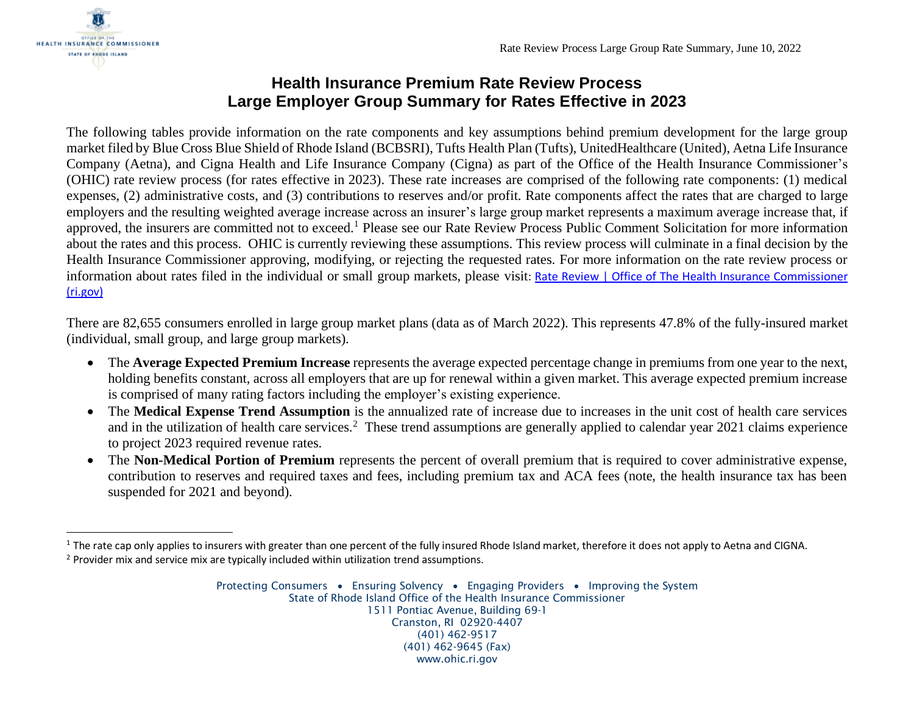# Health Insurance Premium Rate Review Process
# Large Employer Group Summary for Rates Effective in 2023

The following tables provide information on the rate components and key assumptions behind premium development for the large group market filed by Blue Cross Blue Shield of Rhode Island (BCBSRI), Tufts Health Plan (Tufts), UnitedHealthcare (United), Aetna Life Insurance Company (Aetna), and Cigna Health and Life Insurance Company (Cigna) as part of the Office of the Health Insurance Commissioner's (OHIC) rate review process (for rates effective in 2023). These rate increases are comprised of the following rate components: (1) medical expenses, (2) administrative costs, and (3) contributions to reserves and/or profit. Rate components affect the rates that are charged to large employers and the resulting weighted average increase across an insurer's large group market represents a maximum average increase that, if approved, the insurers are committed not to exceed.[1] Please see our Rate Review Process Public Comment Solicitation for more information about the rates and this process. OHIC is currently reviewing these assumptions. This review process will culminate in a final decision by the Health Insurance Commissioner approving, modifying, or rejecting the requested rates. For more information on the rate review process or information about rates filed in the individual or small group markets, please visit: [Rate Review | Office of The Health Insurance Commissioner (ri.gov)]

There are 82,655 consumers enrolled in large group market plans (data as of March 2022). This represents 47.8% of the fully-insured market (individual, small group, and large group markets).

- The **Average Expected Premium Increase** represents the average expected percentage change in premiums from one year to the next, holding benefits constant, across all employers that are up for renewal within a given market. This average expected premium increase is comprised of many rating factors including the employer's existing experience.
- The **Medical Expense Trend Assumption** is the annualized rate of increase due to increases in the unit cost of health care services and in the utilization of health care services.[2] These trend assumptions are generally applied to calendar year 2021 claims experience to project 2023 required revenue rates.
- The **Non-Medical Portion of Premium** represents the percent of overall premium that is required to cover administrative expense, contribution to reserves and required taxes and fees, including premium tax and ACA fees (note, the health insurance tax has been suspended for 2021 and beyond).

---

[1] The rate cap only applies to insurers with greater than one percent of the fully insured Rhode Island market, therefore it does not apply to Aetna and CIGNA.

[2] Provider mix and service mix are typically included within utilization trend assumptions.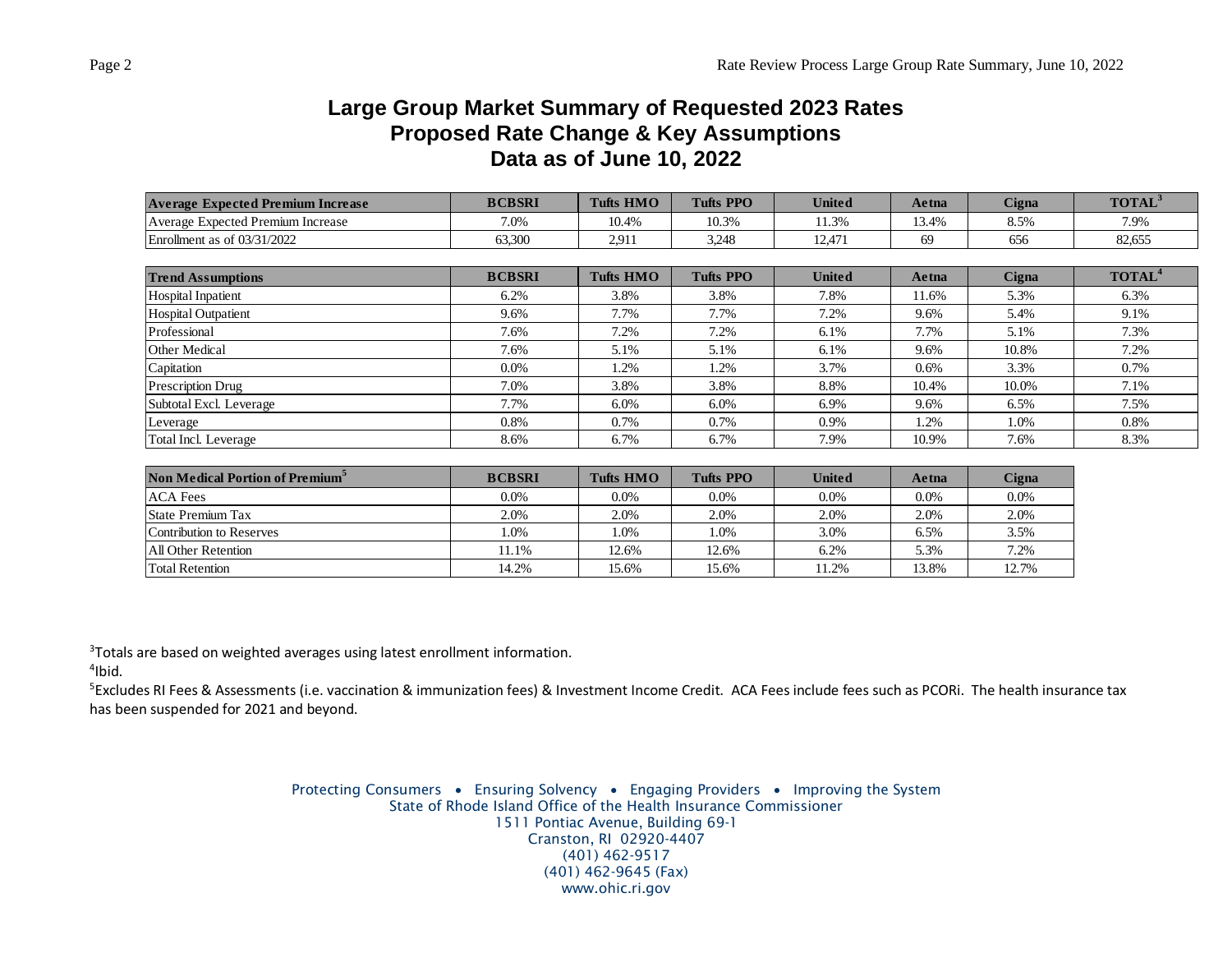# Large Group Market Summary of Requested 2023 Rates
# Proposed Rate Change & Key Assumptions
# Data as of June 10, 2022

| Average Expected Premium Increase | BCBSRI | Tufts HMO | Tufts PPO | United | Aetna | Cigna | TOTAL[3] |
|---|---|---|---|---|---|---|---|
| Average Expected Premium Increase | 7.0% | 10.4% | 10.3% | 11.3% | 13.4% | 8.5% | 7.9% |
| Enrollment as of 03/31/2022 | 63,300 | 2,911 | 3,248 | 12,471 | 69 | 656 | 82,655 |

| Trend Assumptions | BCBSRI | Tufts HMO | Tufts PPO | United | Aetna | Cigna | TOTAL[4] |
|---|---|---|---|---|---|---|---|
| Hospital Inpatient | 6.2% | 3.8% | 3.8% | 7.8% | 11.6% | 5.3% | 6.3% |
| Hospital Outpatient | 9.6% | 7.7% | 7.7% | 7.2% | 9.6% | 5.4% | 9.1% |
| Professional | 7.6% | 7.2% | 7.2% | 6.1% | 7.7% | 5.1% | 7.3% |
| Other Medical | 7.6% | 5.1% | 5.1% | 6.1% | 9.6% | 10.8% | 7.2% |
| Capitation | 0.0% | 1.2% | 1.2% | 3.7% | 0.6% | 3.3% | 0.7% |
| Prescription Drug | 7.0% | 3.8% | 3.8% | 8.8% | 10.4% | 10.0% | 7.1% |
| Subtotal Excl. Leverage | 7.7% | 6.0% | 6.0% | 6.9% | 9.6% | 6.5% | 7.5% |
| Leverage | 0.8% | 0.7% | 0.7% | 0.9% | 1.2% | 1.0% | 0.8% |
| Total Incl. Leverage | 8.6% | 6.7% | 6.7% | 7.9% | 10.9% | 7.6% | 8.3% |

| Non Medical Portion of Premium[5] | BCBSRI | Tufts HMO | Tufts PPO | United | Aetna | Cigna |
|---|---|---|---|---|---|---|
| ACA Fees | 0.0% | 0.0% | 0.0% | 0.0% | 0.0% | 0.0% |
| State Premium Tax | 2.0% | 2.0% | 2.0% | 2.0% | 2.0% | 2.0% |
| Contribution to Reserves | 1.0% | 1.0% | 1.0% | 3.0% | 6.5% | 3.5% |
| All Other Retention | 11.1% | 12.6% | 12.6% | 6.2% | 5.3% | 7.2% |
| Total Retention | 14.2% | 15.6% | 15.6% | 11.2% | 13.8% | 12.7% |

[3]Totals are based on weighted averages using latest enrollment information.

[4]Ibid.

[5]Excludes RI Fees & Assessments (i.e. vaccination & immunization fees) & Investment Income Credit. ACA Fees include fees such as PCORi. The health insurance tax has been suspended for 2021 and beyond.

Protecting Consumers • Ensuring Solvency • Engaging Providers • Improving the System
State of Rhode Island Office of the Health Insurance Commissioner
1511 Pontiac Avenue, Building 69-1
Cranston, RI 02920-4407
(401) 462-9517
(401) 462-9645 (Fax)
www.ohic.ri.gov